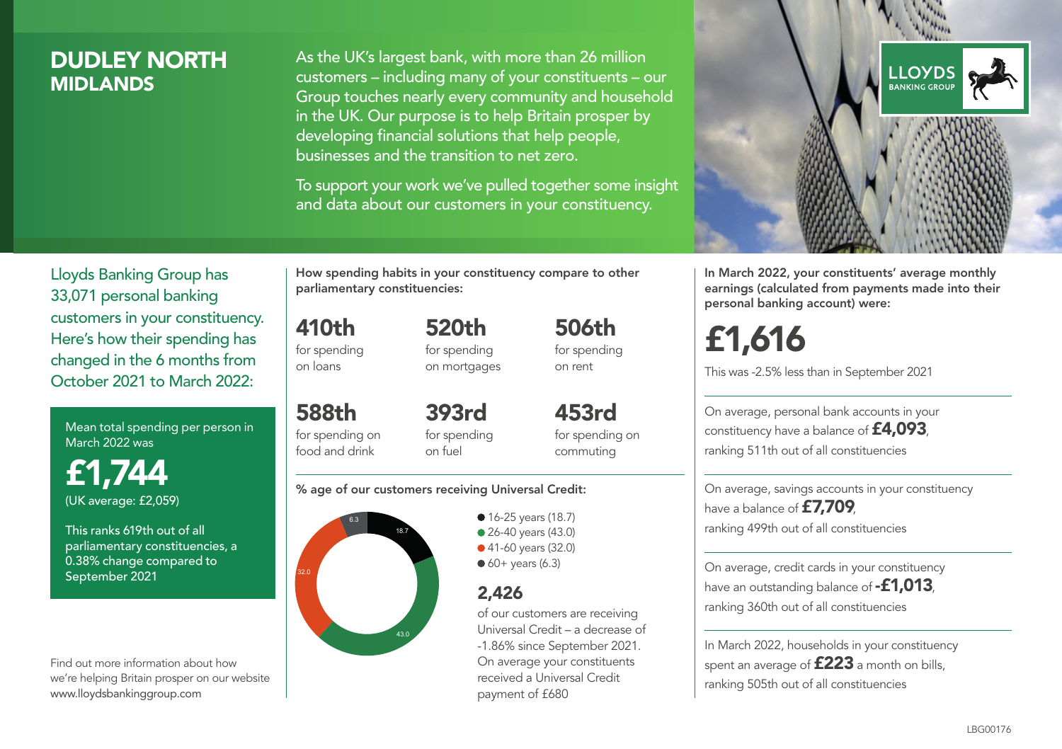# DUDLEY NORTH
## MIDLANDS

As the UK's largest bank, with more than 26 million customers – including many of your constituents – our Group touches nearly every community and household in the UK. Our purpose is to help Britain prosper by developing financial solutions that help people, businesses and the transition to net zero.

To support your work we've pulled together some insight and data about our customers in your constituency.

LLOYDS BANKING GROUP

Lloyds Banking Group has 33,071 personal banking customers in your constituency. Here's how their spending has changed in the 6 months from October 2021 to March 2022:

Mean total spending per person in March 2022 was

**£1,744**

(UK average: £2,059)

This ranks 619th out of all parliamentary constituencies, a 0.38% change compared to September 2021

Find out more information about how we're helping Britain prosper on our website www.lloydsbankinggroup.com

**How spending habits in your constituency compare to other parliamentary constituencies:**

**410th** for spending on loans

**520th** for spending on mortgages

**506th** for spending on rent

**588th** for spending on food and drink

**393rd** for spending on fuel

**453rd** for spending on commuting

**% age of our customers receiving Universal Credit:**

- 16-25 years (18.7)
- 26-40 years (43.0)
- 41-60 years (32.0)
- 60+ years (6.3)

**2,426**

of our customers are receiving Universal Credit – a decrease of -1.86% since September 2021. On average your constituents received a Universal Credit payment of £680

**In March 2022, your constituents' average monthly earnings (calculated from payments made into their personal banking account) were:**

**£1,616**

This was -2.5% less than in September 2021

On average, personal bank accounts in your constituency have a balance of **£4,093**, ranking 511th out of all constituencies

On average, savings accounts in your constituency have a balance of **£7,709**, ranking 499th out of all constituencies

On average, credit cards in your constituency have an outstanding balance of **-£1,013**, ranking 360th out of all constituencies

In March 2022, households in your constituency spent an average of **£223** a month on bills, ranking 505th out of all constituencies

LBG00176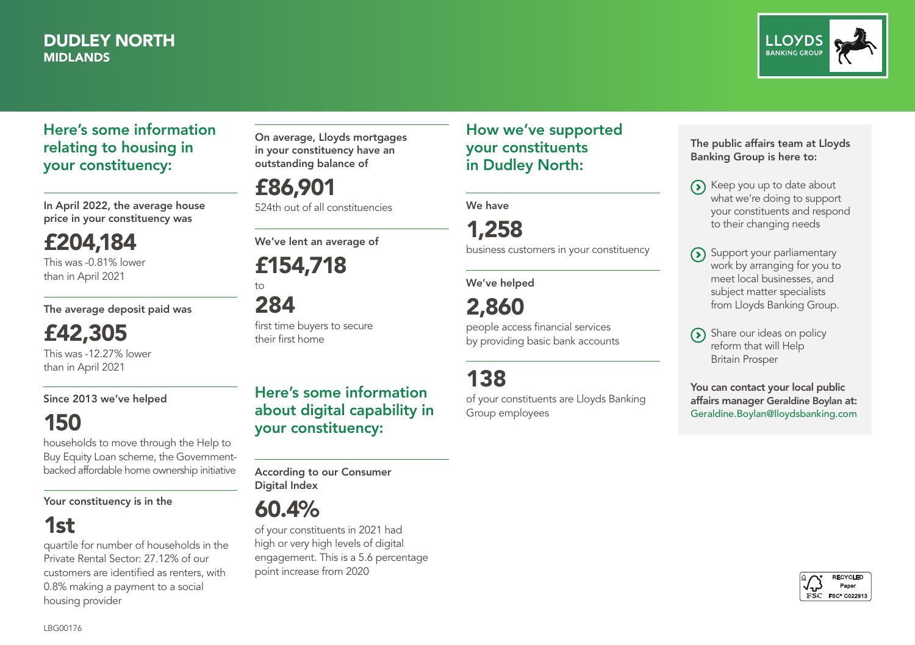# DUDLEY NORTH

## MIDLANDS

## Here's some information relating to housing in your constituency:

In April 2022, the average house price in your constituency was

**£204,184**

This was -0.81% lower than in April 2021

The average deposit paid was

**£42,305**

This was -12.27% lower than in April 2021

Since 2013 we've helped

**150**

households to move through the Help to Buy Equity Loan scheme, the Government-backed affordable home ownership initiative

Your constituency is in the

**1st**

quartile for number of households in the Private Rental Sector: 27.12% of our customers are identified as renters, with 0.8% making a payment to a social housing provider

On average, Lloyds mortgages in your constituency have an outstanding balance of

**£86,901**

524th out of all constituencies

We've lent an average of

**£154,718**

to

**284**

first time buyers to secure their first home

## Here's some information about digital capability in your constituency:

According to our Consumer Digital Index

**60.4%**

of your constituents in 2021 had high or very high levels of digital engagement. This is a 5.6 percentage point increase from 2020

## How we've supported your constituents in Dudley North:

We have

**1,258**

business customers in your constituency

We've helped

**2,860**

people access financial services by providing basic bank accounts

**138**

of your constituents are Lloyds Banking Group employees

**The public affairs team at Lloyds Banking Group is here to:**

- Keep you up to date about what we're doing to support your constituents and respond to their changing needs
- Support your parliamentary work by arranging for you to meet local businesses, and subject matter specialists from Lloyds Banking Group.
- Share our ideas on policy reform that will Help Britain Prosper

**You can contact your local public affairs manager Geraldine Boylan at:**
Geraldine.Boylan@lloydsbanking.com

LBG00176